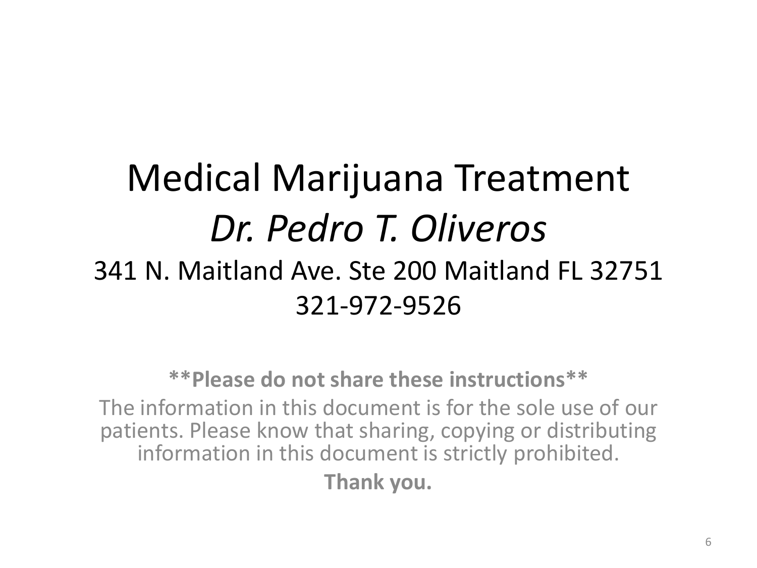# Medical Marijuana Treatment

## *Dr. Pedro T. Oliveros*

### 341 N. Maitland Ave. Ste 200 Maitland FL 32751

### 321-972-9526

**\*\*Please do not share these instructions\*\***

The information in this document is for the sole use of our patients. Please know that sharing, copying or distributing information in this document is strictly prohibited.

**Thank you.**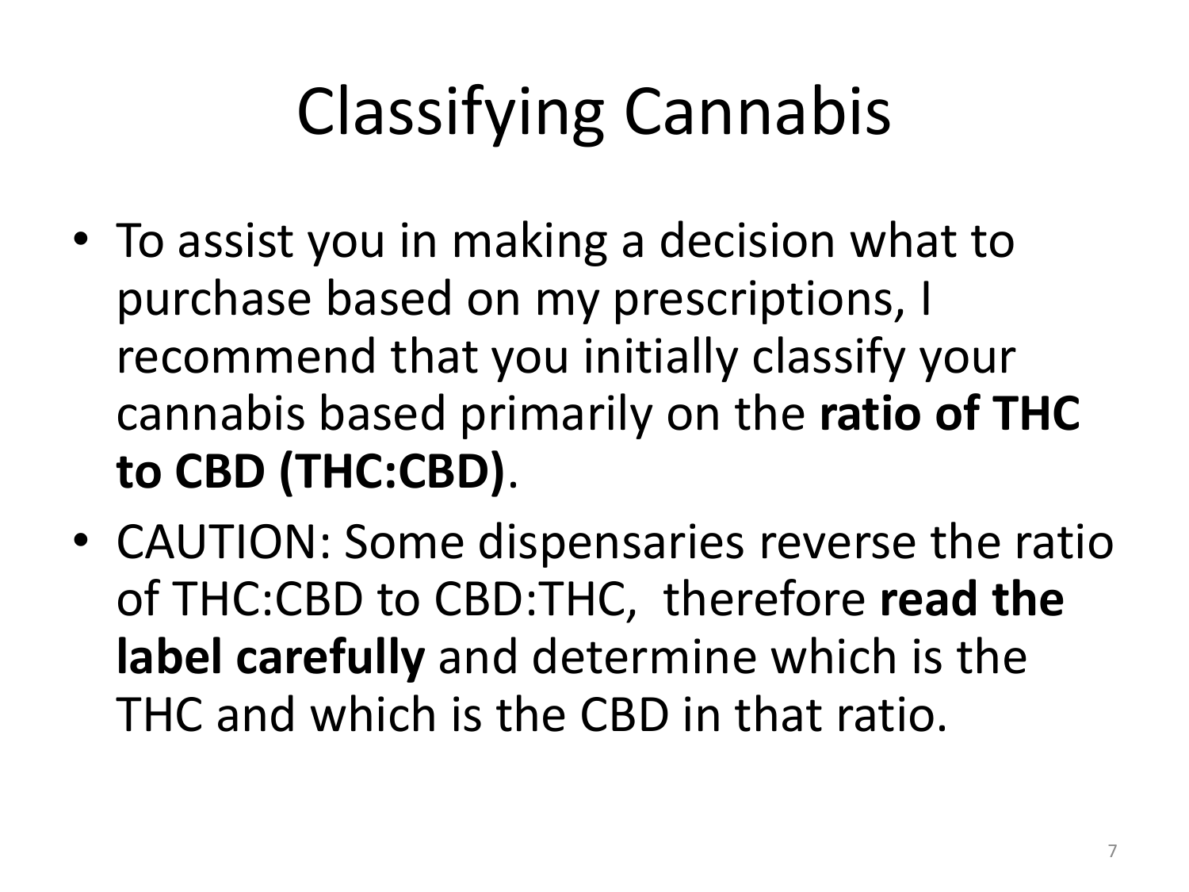# Classifying Cannabis

- To assist you in making a decision what to purchase based on my prescriptions, I recommend that you initially classify your cannabis based primarily on the **ratio of THC to CBD (THC:CBD)**.
- CAUTION: Some dispensaries reverse the ratio of THC:CBD to CBD:THC, therefore **read the label carefully** and determine which is the THC and which is the CBD in that ratio.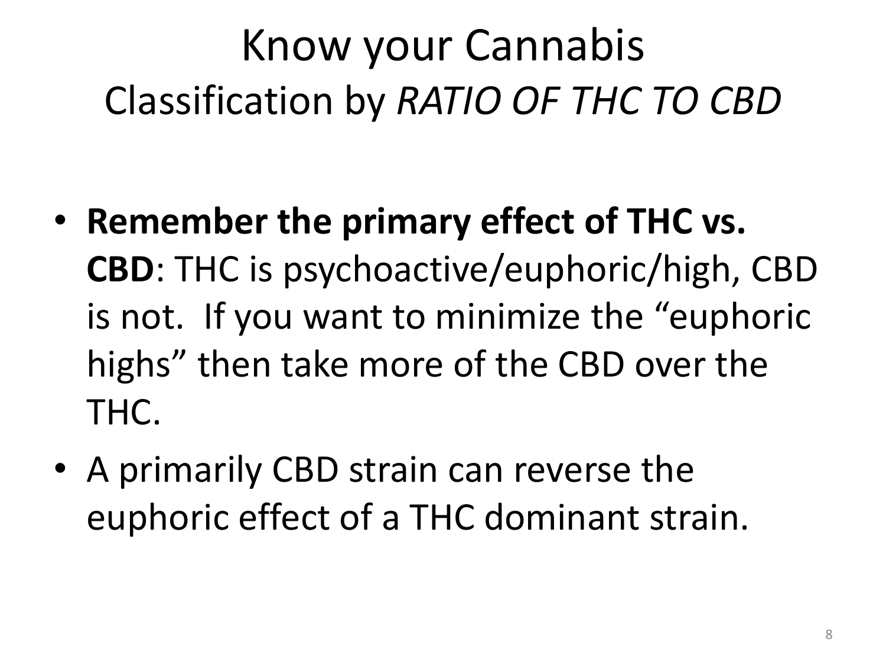# Know your Cannabis

## Classification by *RATIO OF THC TO CBD*

- **Remember the primary effect of THC vs. CBD**: THC is psychoactive/euphoric/high, CBD is not. If you want to minimize the "euphoric highs" then take more of the CBD over the THC.
- A primarily CBD strain can reverse the euphoric effect of a THC dominant strain.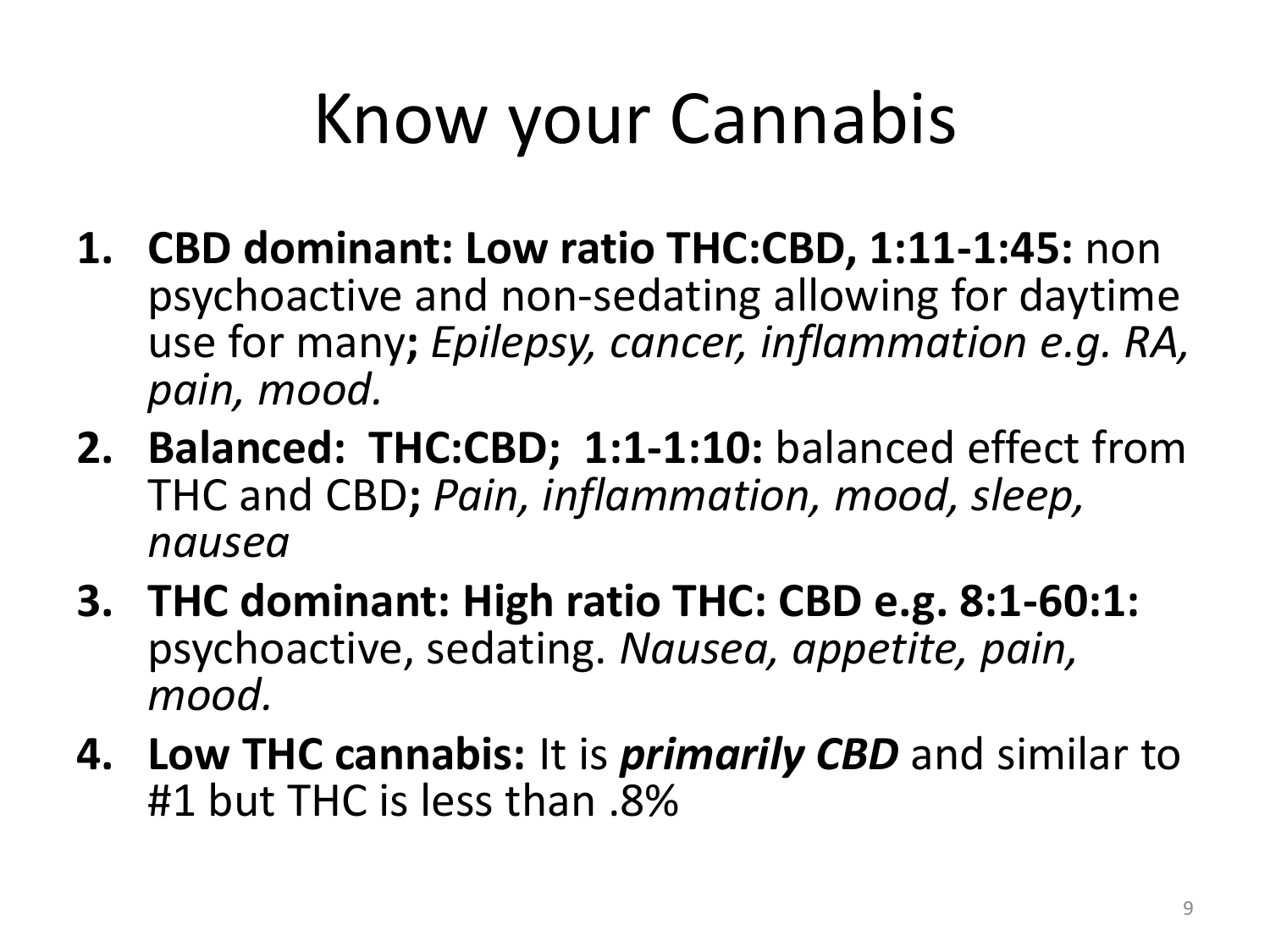# Know your Cannabis

1. **CBD dominant: Low ratio THC:CBD, 1:11-1:45:** non psychoactive and non-sedating allowing for daytime use for many**;** *Epilepsy, cancer, inflammation e.g. RA, pain, mood.*
2. **Balanced: THC:CBD; 1:1-1:10:** balanced effect from THC and CBD**;** *Pain, inflammation, mood, sleep, nausea*
3. **THC dominant: High ratio THC: CBD e.g. 8:1-60:1:** psychoactive, sedating. *Nausea, appetite, pain, mood.*
4. **Low THC cannabis:** It is ***primarily CBD*** and similar to #1 but THC is less than .8%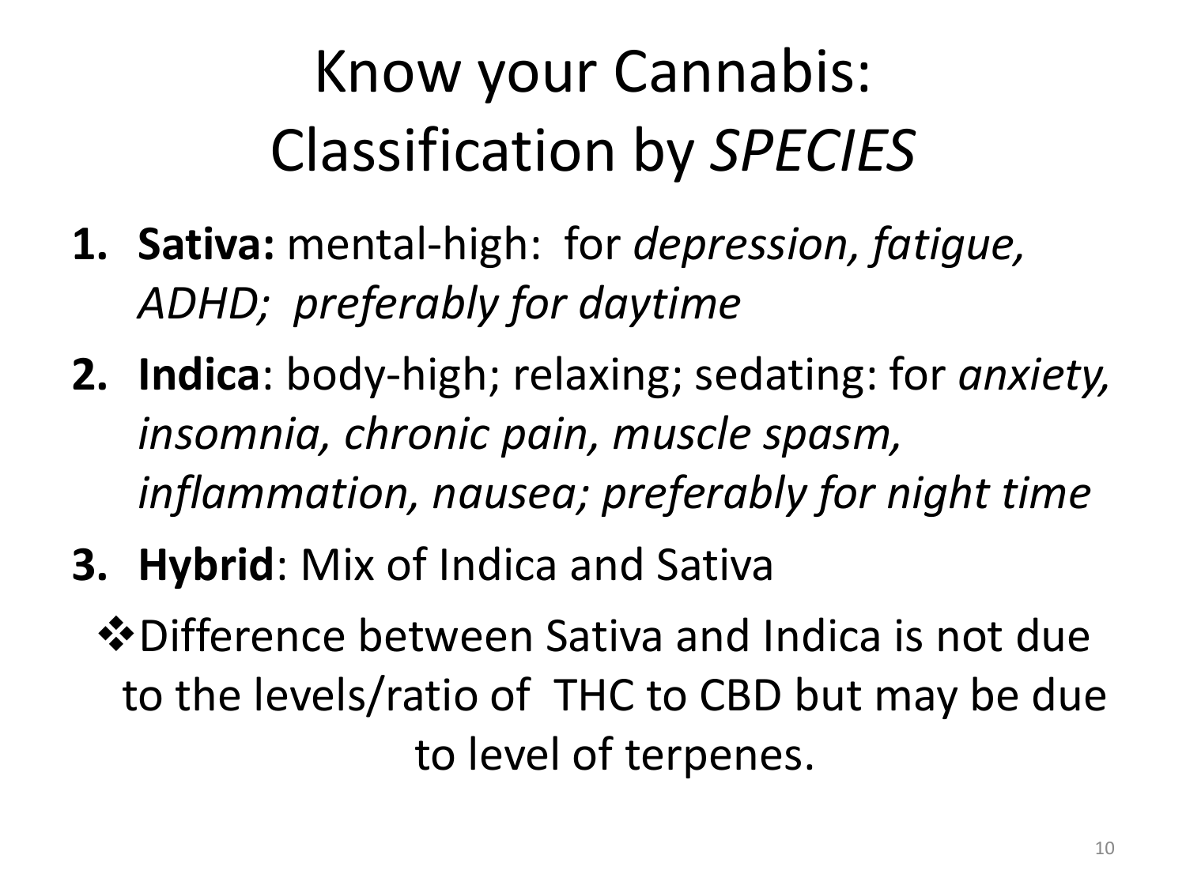# Know your Cannabis: Classification by *SPECIES*

1. **Sativa:** mental-high: for *depression, fatigue, ADHD; preferably for daytime*
2. **Indica**: body-high; relaxing; sedating: for *anxiety, insomnia, chronic pain, muscle spasm, inflammation, nausea; preferably for night time*
3. **Hybrid**: Mix of Indica and Sativa

❖ Difference between Sativa and Indica is not due to the levels/ratio of THC to CBD but may be due to level of terpenes.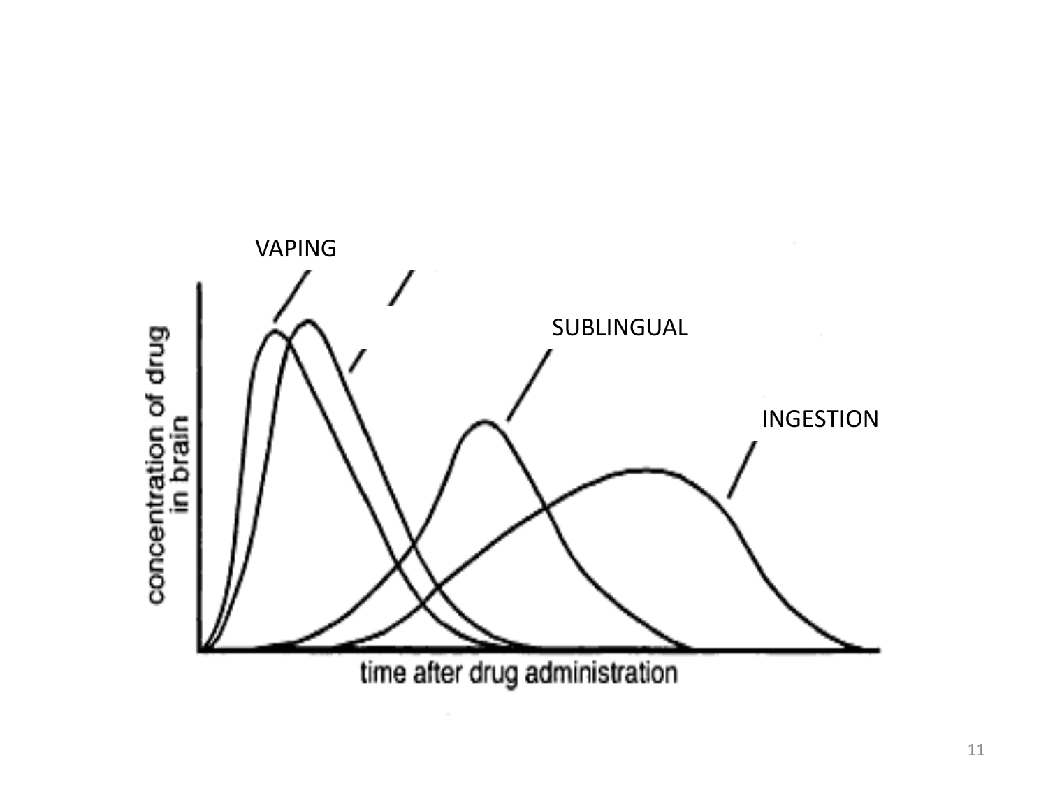VAPING

SUBLINGUAL

INGESTION

concentration of drug in brain

time after drug administration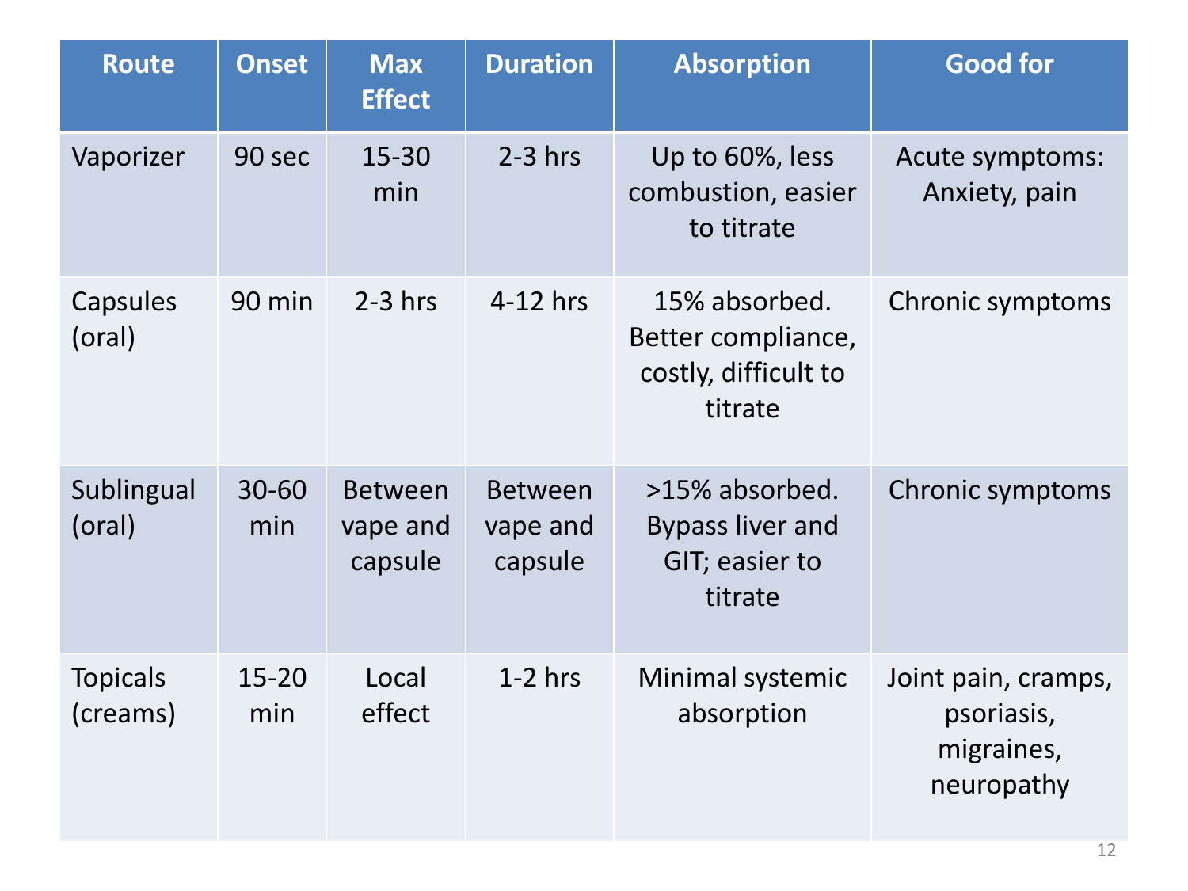| Route | Onset | Max Effect | Duration | Absorption | Good for |
|---|---|---|---|---|---|
| Vaporizer | 90 sec | 15-30 min | 2-3 hrs | Up to 60%, less combustion, easier to titrate | Acute symptoms: Anxiety, pain |
| Capsules (oral) | 90 min | 2-3 hrs | 4-12 hrs | 15% absorbed. Better compliance, costly, difficult to titrate | Chronic symptoms |
| Sublingual (oral) | 30-60 min | Between vape and capsule | Between vape and capsule | >15% absorbed. Bypass liver and GIT; easier to titrate | Chronic symptoms |
| Topicals (creams) | 15-20 min | Local effect | 1-2 hrs | Minimal systemic absorption | Joint pain, cramps, psoriasis, migraines, neuropathy |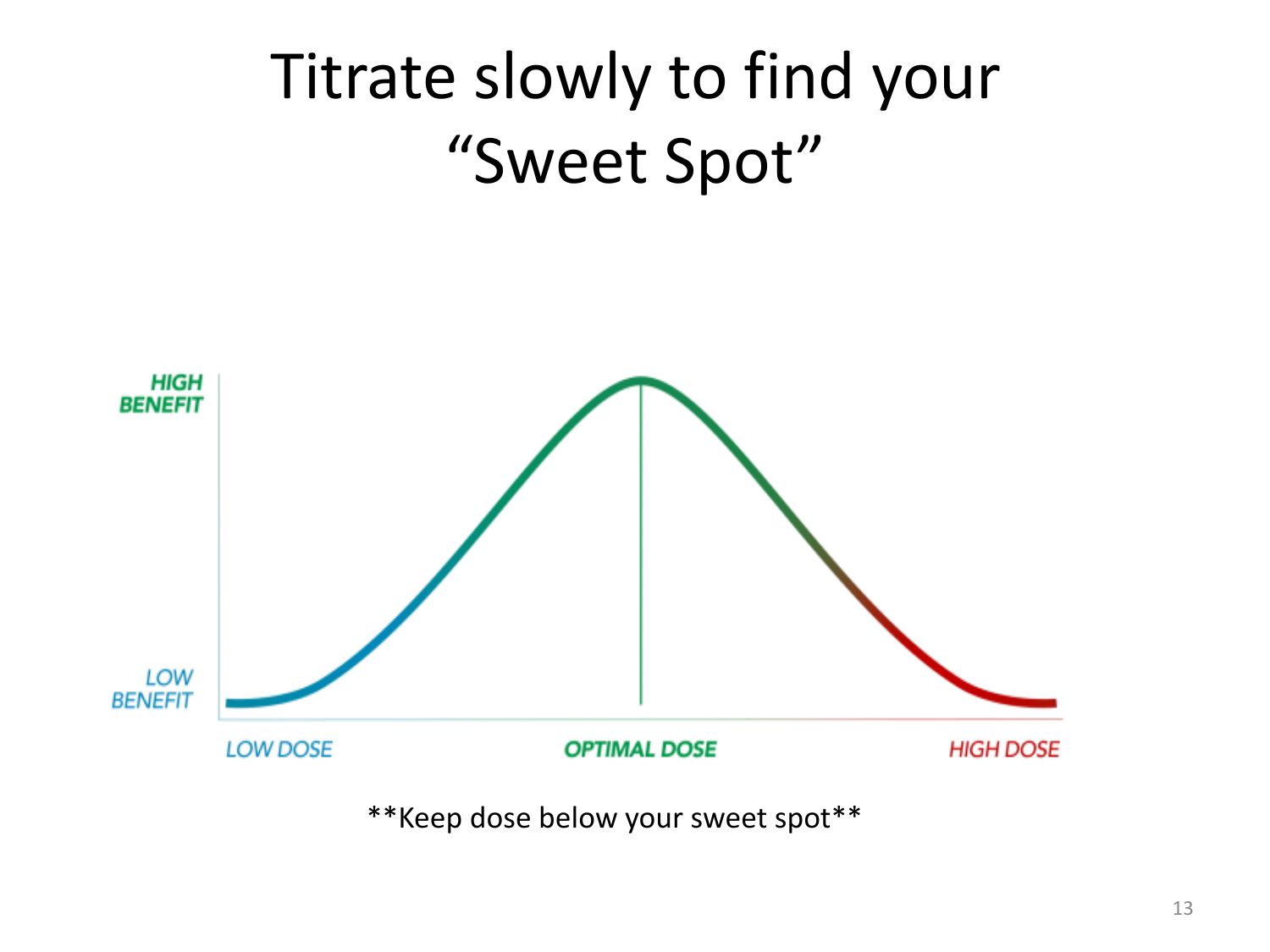# Titrate slowly to find your "Sweet Spot"

HIGH BENEFIT

LOW BENEFIT

LOW DOSE

OPTIMAL DOSE

HIGH DOSE

**Keep dose below your sweet spot**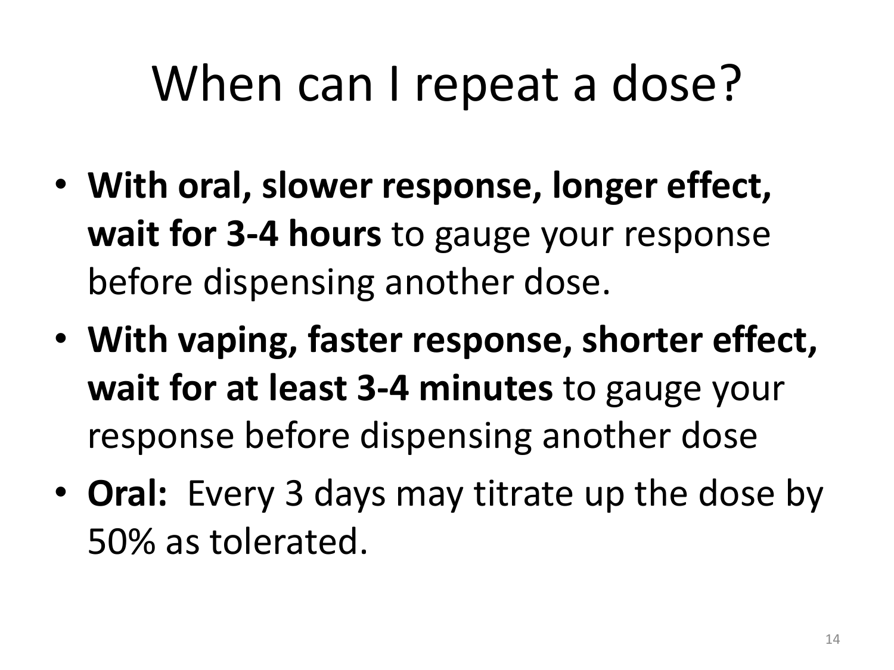# When can I repeat a dose?

- **With oral, slower response, longer effect, wait for 3-4 hours** to gauge your response before dispensing another dose.
- **With vaping, faster response, shorter effect, wait for at least 3-4 minutes** to gauge your response before dispensing another dose
- **Oral:** Every 3 days may titrate up the dose by 50% as tolerated.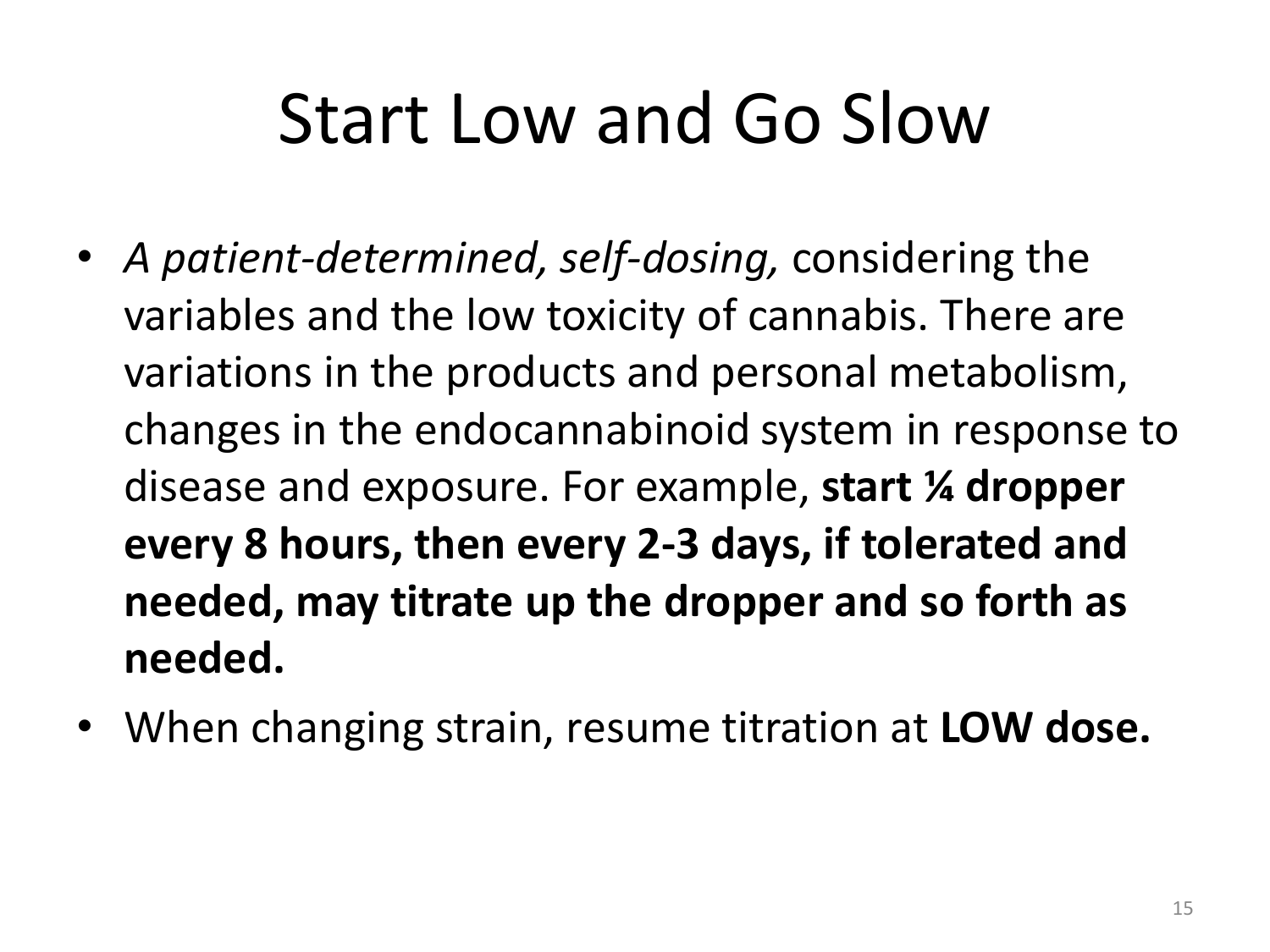# Start Low and Go Slow

- *A patient-determined, self-dosing,* considering the variables and the low toxicity of cannabis. There are variations in the products and personal metabolism, changes in the endocannabinoid system in response to disease and exposure. For example, **start ¼ dropper every 8 hours, then every 2-3 days, if tolerated and needed, may titrate up the dropper and so forth as needed.**
- When changing strain, resume titration at **LOW dose.**